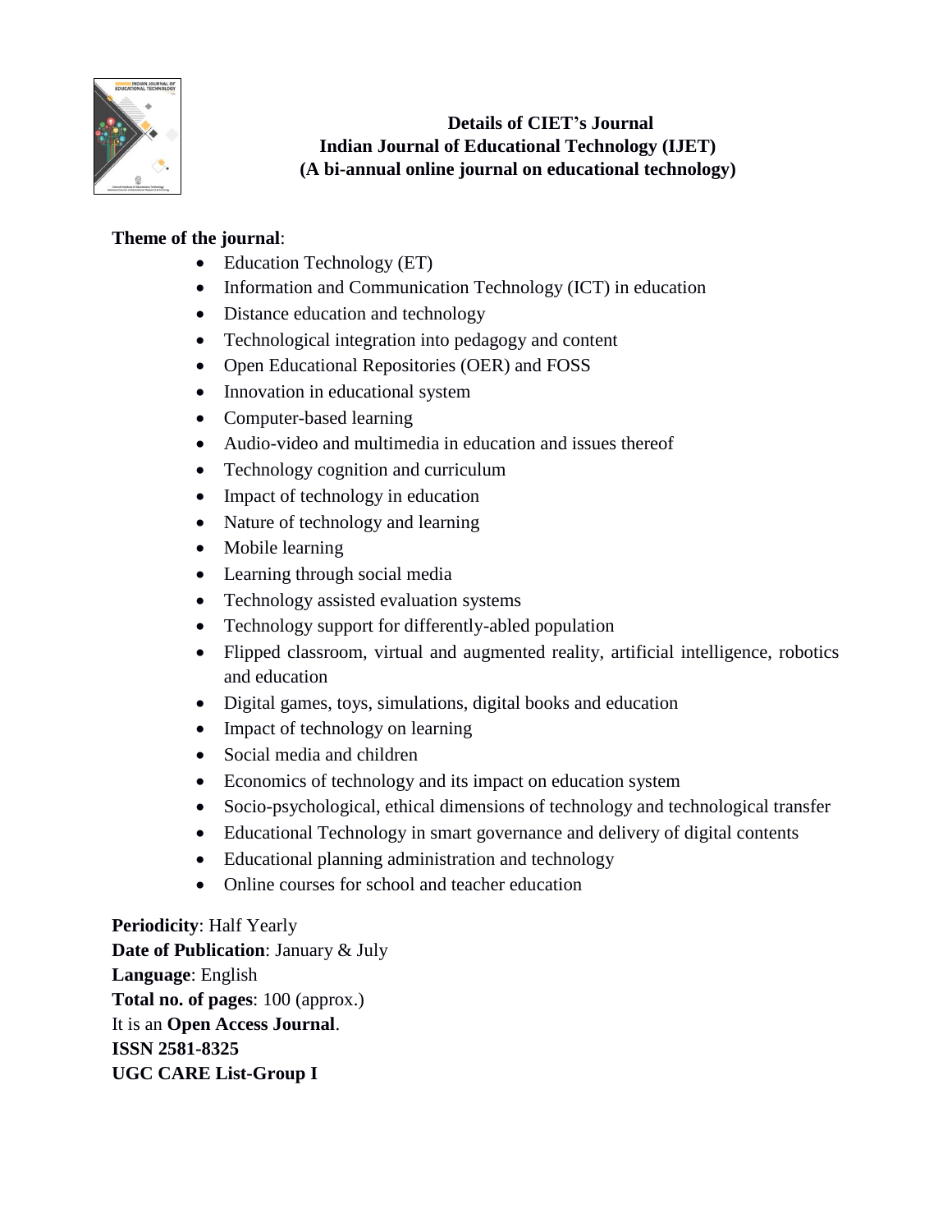**Details of CIET's Journal**
**Indian Journal of Educational Technology (IJET)**
**(A bi-annual online journal on educational technology)**

**Theme of the journal**:

- Education Technology (ET)
- Information and Communication Technology (ICT) in education
- Distance education and technology
- Technological integration into pedagogy and content
- Open Educational Repositories (OER) and FOSS
- Innovation in educational system
- Computer-based learning
- Audio-video and multimedia in education and issues thereof
- Technology cognition and curriculum
- Impact of technology in education
- Nature of technology and learning
- Mobile learning
- Learning through social media
- Technology assisted evaluation systems
- Technology support for differently-abled population
- Flipped classroom, virtual and augmented reality, artificial intelligence, robotics and education
- Digital games, toys, simulations, digital books and education
- Impact of technology on learning
- Social media and children
- Economics of technology and its impact on education system
- Socio-psychological, ethical dimensions of technology and technological transfer
- Educational Technology in smart governance and delivery of digital contents
- Educational planning administration and technology
- Online courses for school and teacher education

**Periodicity**: Half Yearly
**Date of Publication**: January & July
**Language**: English
**Total no. of pages**: 100 (approx.)
It is an **Open Access Journal**.
**ISSN 2581-8325**
**UGC CARE List-Group I**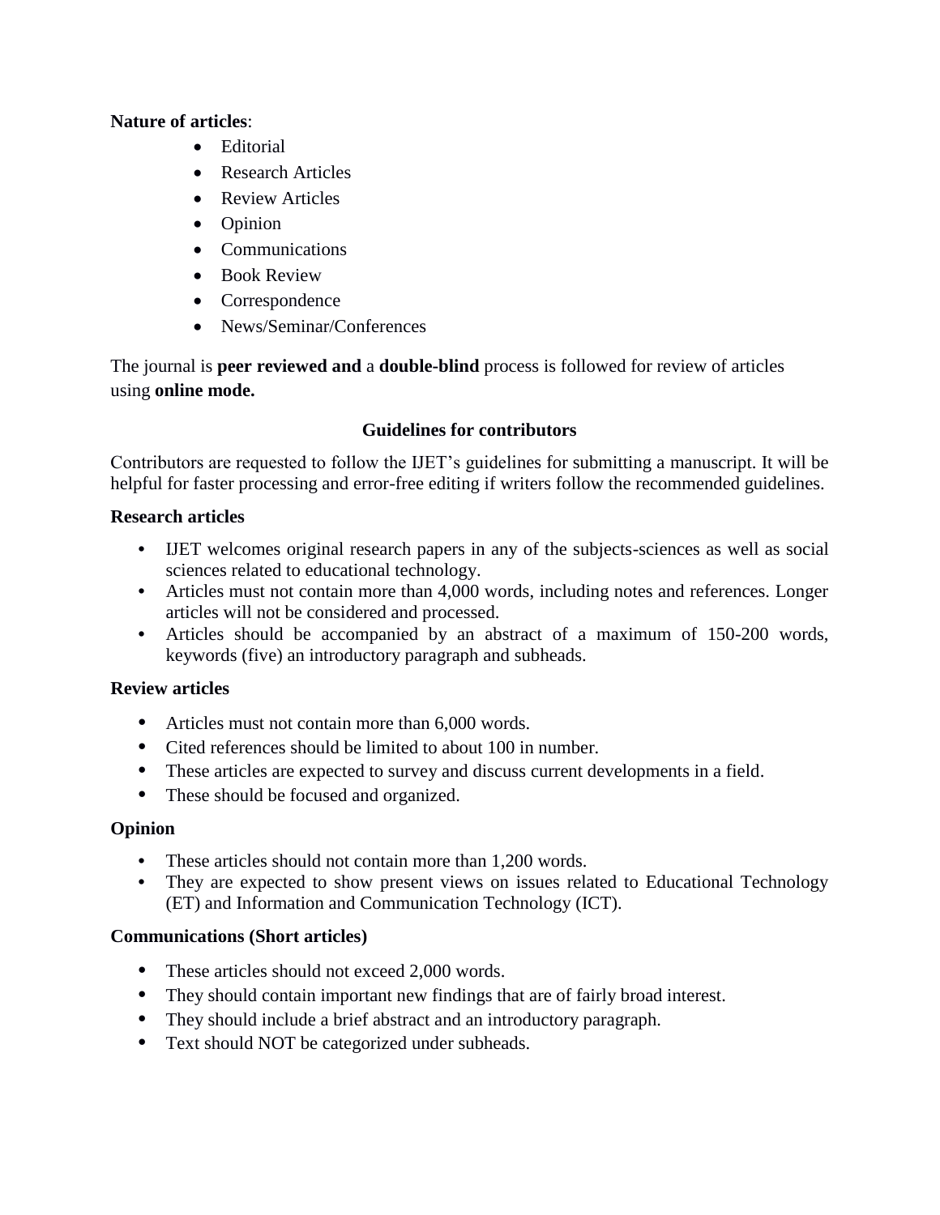**Nature of articles**:

- Editorial
- Research Articles
- Review Articles
- Opinion
- Communications
- Book Review
- Correspondence
- News/Seminar/Conferences

The journal is **peer reviewed and** a **double-blind** process is followed for review of articles using **online mode.**

## Guidelines for contributors

Contributors are requested to follow the IJET's guidelines for submitting a manuscript. It will be helpful for faster processing and error-free editing if writers follow the recommended guidelines.

### Research articles

- IJET welcomes original research papers in any of the subjects-sciences as well as social sciences related to educational technology.
- Articles must not contain more than 4,000 words, including notes and references. Longer articles will not be considered and processed.
- Articles should be accompanied by an abstract of a maximum of 150-200 words, keywords (five) an introductory paragraph and subheads.

### Review articles

- Articles must not contain more than 6,000 words.
- Cited references should be limited to about 100 in number.
- These articles are expected to survey and discuss current developments in a field.
- These should be focused and organized.

### Opinion

- These articles should not contain more than 1,200 words.
- They are expected to show present views on issues related to Educational Technology (ET) and Information and Communication Technology (ICT).

### Communications (Short articles)

- These articles should not exceed 2,000 words.
- They should contain important new findings that are of fairly broad interest.
- They should include a brief abstract and an introductory paragraph.
- Text should NOT be categorized under subheads.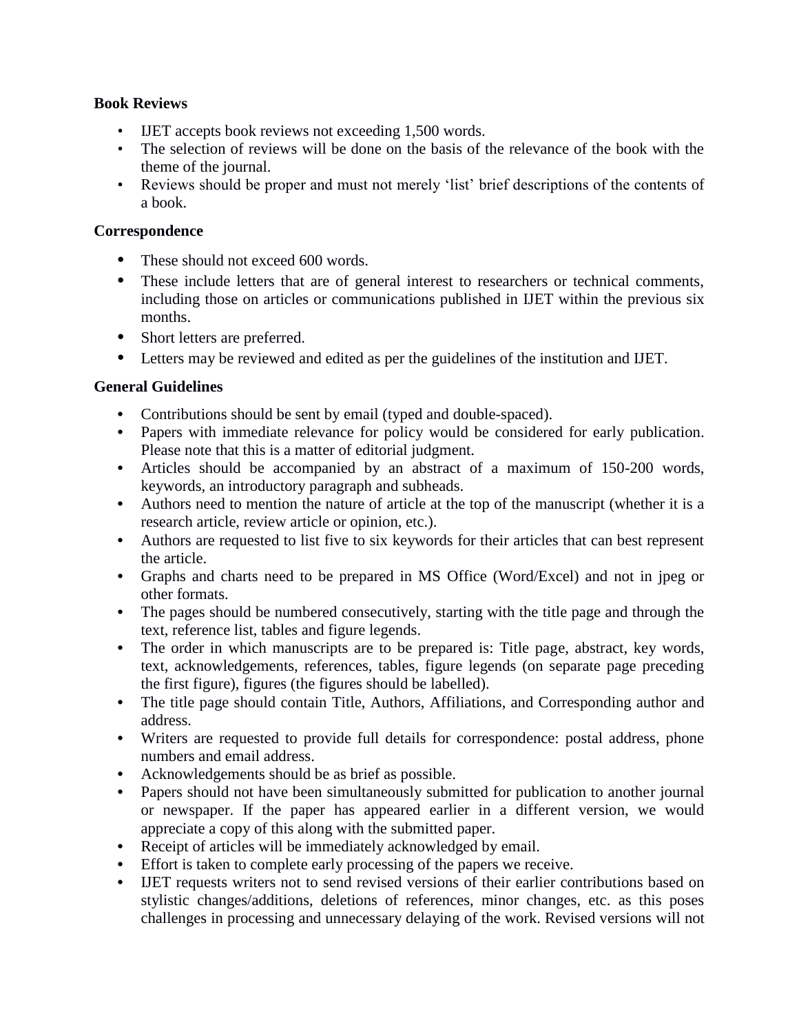**Book Reviews**

- IJET accepts book reviews not exceeding 1,500 words.
- The selection of reviews will be done on the basis of the relevance of the book with the theme of the journal.
- Reviews should be proper and must not merely 'list' brief descriptions of the contents of a book.

**Correspondence**

- These should not exceed 600 words.
- These include letters that are of general interest to researchers or technical comments, including those on articles or communications published in IJET within the previous six months.
- Short letters are preferred.
- Letters may be reviewed and edited as per the guidelines of the institution and IJET.

**General Guidelines**

- Contributions should be sent by email (typed and double-spaced).
- Papers with immediate relevance for policy would be considered for early publication. Please note that this is a matter of editorial judgment.
- Articles should be accompanied by an abstract of a maximum of 150-200 words, keywords, an introductory paragraph and subheads.
- Authors need to mention the nature of article at the top of the manuscript (whether it is a research article, review article or opinion, etc.).
- Authors are requested to list five to six keywords for their articles that can best represent the article.
- Graphs and charts need to be prepared in MS Office (Word/Excel) and not in jpeg or other formats.
- The pages should be numbered consecutively, starting with the title page and through the text, reference list, tables and figure legends.
- The order in which manuscripts are to be prepared is: Title page, abstract, key words, text, acknowledgements, references, tables, figure legends (on separate page preceding the first figure), figures (the figures should be labelled).
- The title page should contain Title, Authors, Affiliations, and Corresponding author and address.
- Writers are requested to provide full details for correspondence: postal address, phone numbers and email address.
- Acknowledgements should be as brief as possible.
- Papers should not have been simultaneously submitted for publication to another journal or newspaper. If the paper has appeared earlier in a different version, we would appreciate a copy of this along with the submitted paper.
- Receipt of articles will be immediately acknowledged by email.
- Effort is taken to complete early processing of the papers we receive.
- IJET requests writers not to send revised versions of their earlier contributions based on stylistic changes/additions, deletions of references, minor changes, etc. as this poses challenges in processing and unnecessary delaying of the work. Revised versions will not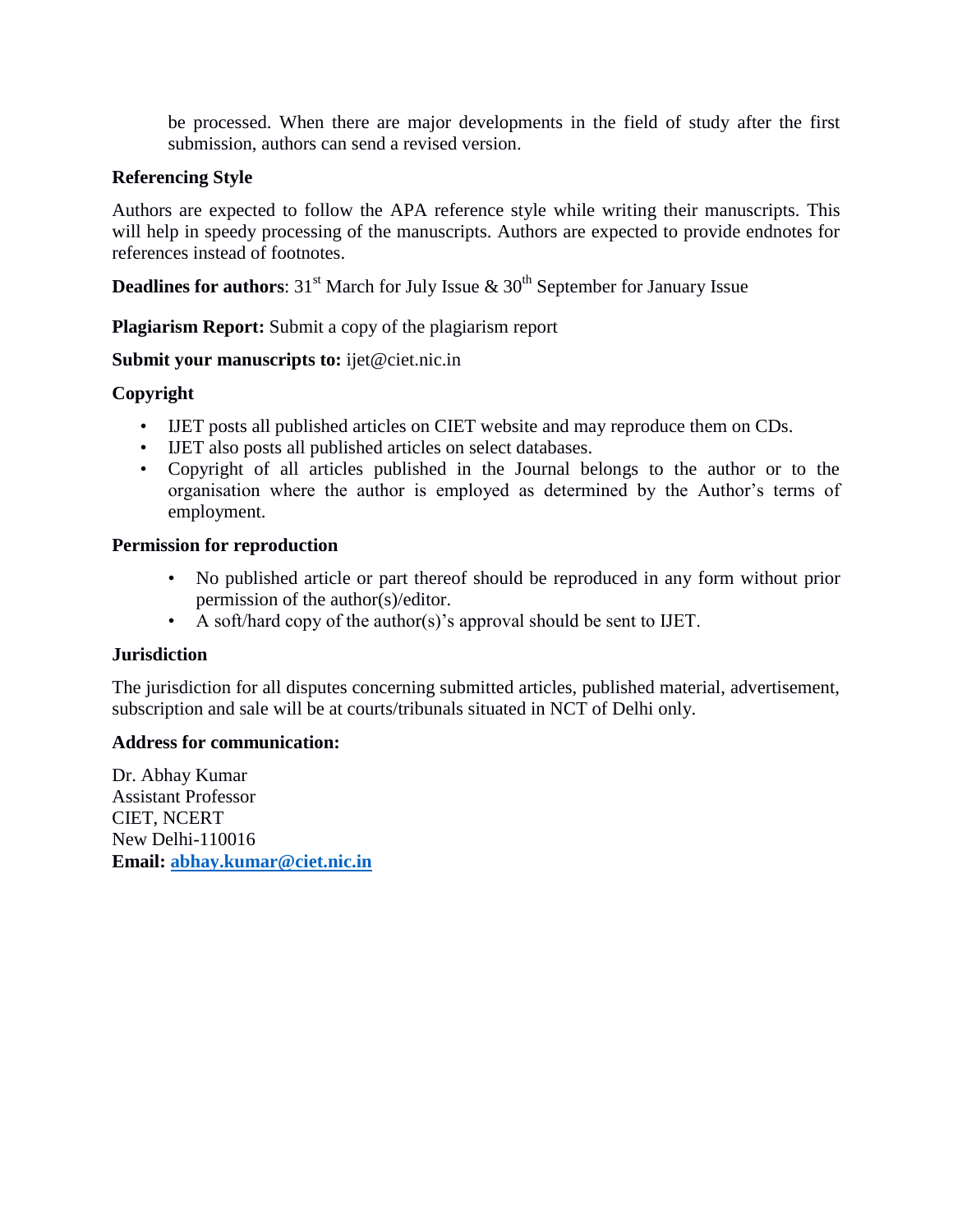be processed. When there are major developments in the field of study after the first submission, authors can send a revised version.

**Referencing Style**

Authors are expected to follow the APA reference style while writing their manuscripts. This will help in speedy processing of the manuscripts. Authors are expected to provide endnotes for references instead of footnotes.

**Deadlines for authors**: 31st March for July Issue & 30th September for January Issue

**Plagiarism Report:** Submit a copy of the plagiarism report

**Submit your manuscripts to:** ijet@ciet.nic.in

**Copyright**

- IJET posts all published articles on CIET website and may reproduce them on CDs.
- IJET also posts all published articles on select databases.
- Copyright of all articles published in the Journal belongs to the author or to the organisation where the author is employed as determined by the Author's terms of employment.

**Permission for reproduction**

- No published article or part thereof should be reproduced in any form without prior permission of the author(s)/editor.
- A soft/hard copy of the author(s)'s approval should be sent to IJET.

**Jurisdiction**

The jurisdiction for all disputes concerning submitted articles, published material, advertisement, subscription and sale will be at courts/tribunals situated in NCT of Delhi only.

**Address for communication:**

Dr. Abhay Kumar
Assistant Professor
CIET, NCERT
New Delhi-110016
**Email:** abhay.kumar@ciet.nic.in